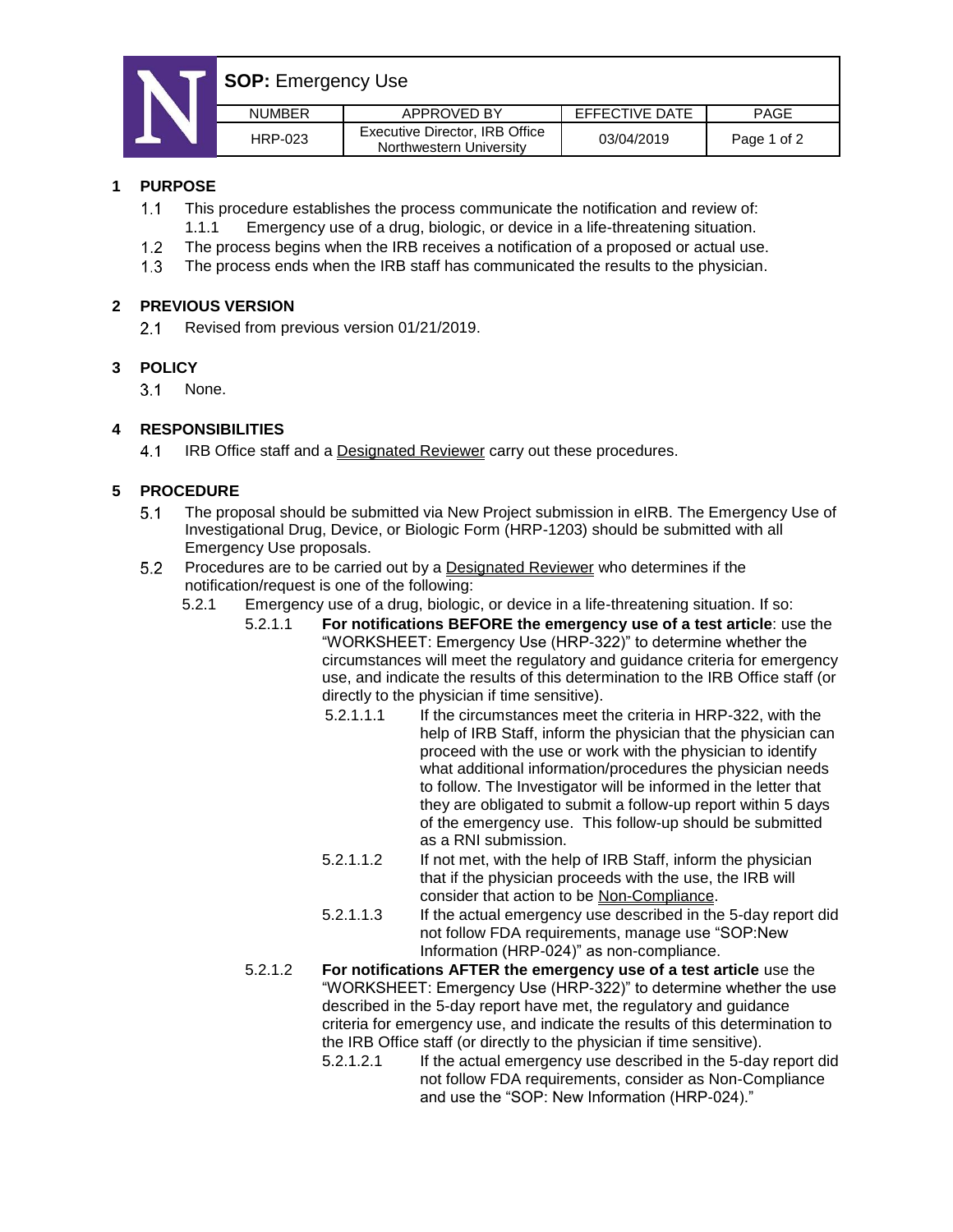| **SOP:** Emergency Use | | | |
|---|---|---|---|
| NUMBER | APPROVED BY | EFFECTIVE DATE | PAGE |
| HRP-023 | Executive Director, IRB Office Northwestern University | 03/04/2019 | Page 1 of 2 |

## 1 PURPOSE

1.1 This procedure establishes the process communicate the notification and review of:

1.1.1 Emergency use of a drug, biologic, or device in a life-threatening situation.

1.2 The process begins when the IRB receives a notification of a proposed or actual use.

1.3 The process ends when the IRB staff has communicated the results to the physician.

## 2 PREVIOUS VERSION

2.1 Revised from previous version 01/21/2019.

## 3 POLICY

3.1 None.

## 4 RESPONSIBILITIES

4.1 IRB Office staff and a Designated Reviewer carry out these procedures.

## 5 PROCEDURE

5.1 The proposal should be submitted via New Project submission in eIRB. The Emergency Use of Investigational Drug, Device, or Biologic Form (HRP-1203) should be submitted with all Emergency Use proposals.

5.2 Procedures are to be carried out by a Designated Reviewer who determines if the notification/request is one of the following:

5.2.1 Emergency use of a drug, biologic, or device in a life-threatening situation. If so:

5.2.1.1 **For notifications BEFORE the emergency use of a test article**: use the "WORKSHEET: Emergency Use (HRP-322)" to determine whether the circumstances will meet the regulatory and guidance criteria for emergency use, and indicate the results of this determination to the IRB Office staff (or directly to the physician if time sensitive).

5.2.1.1.1 If the circumstances meet the criteria in HRP-322, with the help of IRB Staff, inform the physician that the physician can proceed with the use or work with the physician to identify what additional information/procedures the physician needs to follow. The Investigator will be informed in the letter that they are obligated to submit a follow-up report within 5 days of the emergency use. This follow-up should be submitted as a RNI submission.

5.2.1.1.2 If not met, with the help of IRB Staff, inform the physician that if the physician proceeds with the use, the IRB will consider that action to be Non-Compliance.

5.2.1.1.3 If the actual emergency use described in the 5-day report did not follow FDA requirements, manage use "SOP:New Information (HRP-024)" as non-compliance.

5.2.1.2 **For notifications AFTER the emergency use of a test article** use the "WORKSHEET: Emergency Use (HRP-322)" to determine whether the use described in the 5-day report have met, the regulatory and guidance criteria for emergency use, and indicate the results of this determination to the IRB Office staff (or directly to the physician if time sensitive).

5.2.1.2.1 If the actual emergency use described in the 5-day report did not follow FDA requirements, consider as Non-Compliance and use the "SOP: New Information (HRP-024)."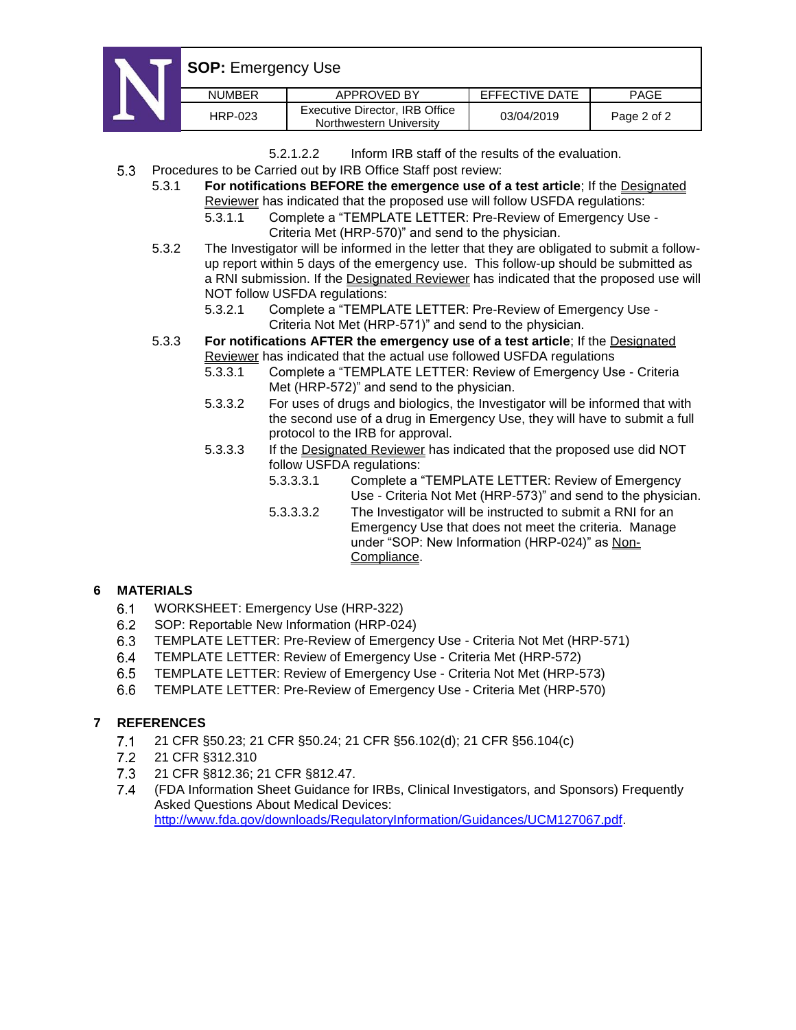5.2.1.2.2 Inform IRB staff of the results of the evaluation.

5.3 Procedures to be Carried out by IRB Office Staff post review:

5.3.1 **For notifications BEFORE the emergence use of a test article**; If the Designated Reviewer has indicated that the proposed use will follow USFDA regulations:

5.3.1.1 Complete a "TEMPLATE LETTER: Pre-Review of Emergency Use - Criteria Met (HRP-570)" and send to the physician.

5.3.2 The Investigator will be informed in the letter that they are obligated to submit a follow-up report within 5 days of the emergency use. This follow-up should be submitted as a RNI submission. If the Designated Reviewer has indicated that the proposed use will NOT follow USFDA regulations:

5.3.2.1 Complete a "TEMPLATE LETTER: Pre-Review of Emergency Use - Criteria Not Met (HRP-571)" and send to the physician.

5.3.3 **For notifications AFTER the emergency use of a test article**; If the Designated Reviewer has indicated that the actual use followed USFDA regulations

5.3.3.1 Complete a "TEMPLATE LETTER: Review of Emergency Use - Criteria Met (HRP-572)" and send to the physician.

5.3.3.2 For uses of drugs and biologics, the Investigator will be informed that with the second use of a drug in Emergency Use, they will have to submit a full protocol to the IRB for approval.

5.3.3.3 If the Designated Reviewer has indicated that the proposed use did NOT follow USFDA regulations:

5.3.3.3.1 Complete a "TEMPLATE LETTER: Review of Emergency Use - Criteria Not Met (HRP-573)" and send to the physician.

5.3.3.3.2 The Investigator will be instructed to submit a RNI for an Emergency Use that does not meet the criteria. Manage under "SOP: New Information (HRP-024)" as Non-Compliance.

## 6 MATERIALS

6.1 WORKSHEET: Emergency Use (HRP-322)

6.2 SOP: Reportable New Information (HRP-024)

6.3 TEMPLATE LETTER: Pre-Review of Emergency Use - Criteria Not Met (HRP-571)

6.4 TEMPLATE LETTER: Review of Emergency Use - Criteria Met (HRP-572)

6.5 TEMPLATE LETTER: Review of Emergency Use - Criteria Not Met (HRP-573)

6.6 TEMPLATE LETTER: Pre-Review of Emergency Use - Criteria Met (HRP-570)

## 7 REFERENCES

7.1 21 CFR §50.23; 21 CFR §50.24; 21 CFR §56.102(d); 21 CFR §56.104(c)

7.2 21 CFR §312.310

7.3 21 CFR §812.36; 21 CFR §812.47.

7.4 (FDA Information Sheet Guidance for IRBs, Clinical Investigators, and Sponsors) Frequently Asked Questions About Medical Devices: http://www.fda.gov/downloads/RegulatoryInformation/Guidances/UCM127067.pdf.